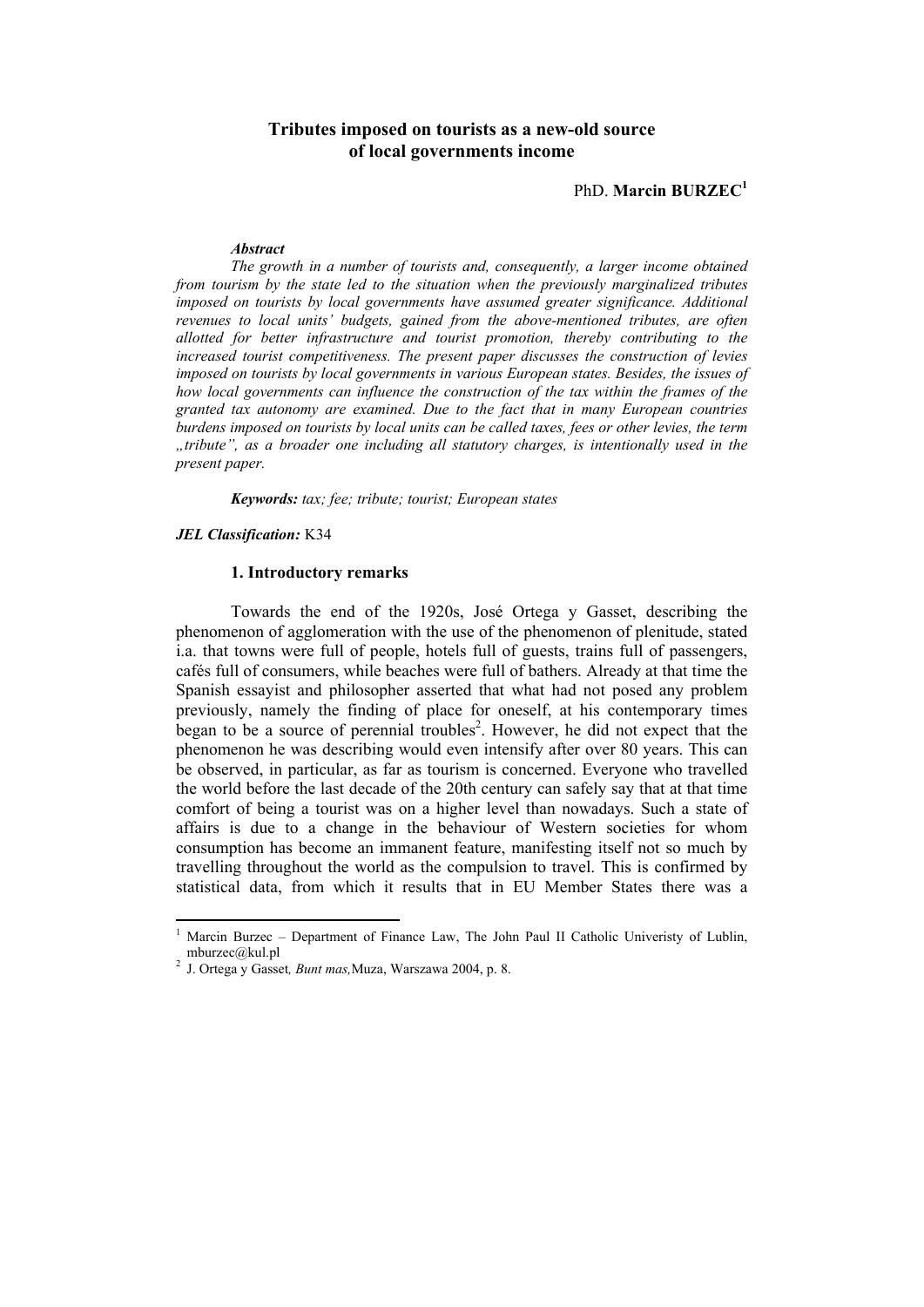# Tributes imposed on tourists as a new-old source of local governments income

PhD. **Marcin BURZEC**[1]

***Abstract***

*The growth in a number of tourists and, consequently, a larger income obtained from tourism by the state led to the situation when the previously marginalized tributes imposed on tourists by local governments have assumed greater significance. Additional revenues to local units' budgets, gained from the above-mentioned tributes, are often allotted for better infrastructure and tourist promotion, thereby contributing to the increased tourist competitiveness. The present paper discusses the construction of levies imposed on tourists by local governments in various European states. Besides, the issues of how local governments can influence the construction of the tax within the frames of the granted tax autonomy are examined. Due to the fact that in many European countries burdens imposed on tourists by local units can be called taxes, fees or other levies, the term „tribute", as a broader one including all statutory charges, is intentionally used in the present paper.*

***Keywords:*** *tax; fee; tribute; tourist; European states*

***JEL Classification:*** K34

## 1. Introductory remarks

Towards the end of the 1920s, José Ortega y Gasset, describing the phenomenon of agglomeration with the use of the phenomenon of plenitude, stated i.a. that towns were full of people, hotels full of guests, trains full of passengers, cafés full of consumers, while beaches were full of bathers. Already at that time the Spanish essayist and philosopher asserted that what had not posed any problem previously, namely the finding of place for oneself, at his contemporary times began to be a source of perennial troubles[2]. However, he did not expect that the phenomenon he was describing would even intensify after over 80 years. This can be observed, in particular, as far as tourism is concerned. Everyone who travelled the world before the last decade of the 20th century can safely say that at that time comfort of being a tourist was on a higher level than nowadays. Such a state of affairs is due to a change in the behaviour of Western societies for whom consumption has become an immanent feature, manifesting itself not so much by travelling throughout the world as the compulsion to travel. This is confirmed by statistical data, from which it results that in EU Member States there was a

---

[1] Marcin Burzec – Department of Finance Law, The John Paul II Catholic Univeristy of Lublin, mburzec@kul.pl

[2] J. Ortega y Gasset*, Bunt mas,*Muza, Warszawa 2004, p. 8.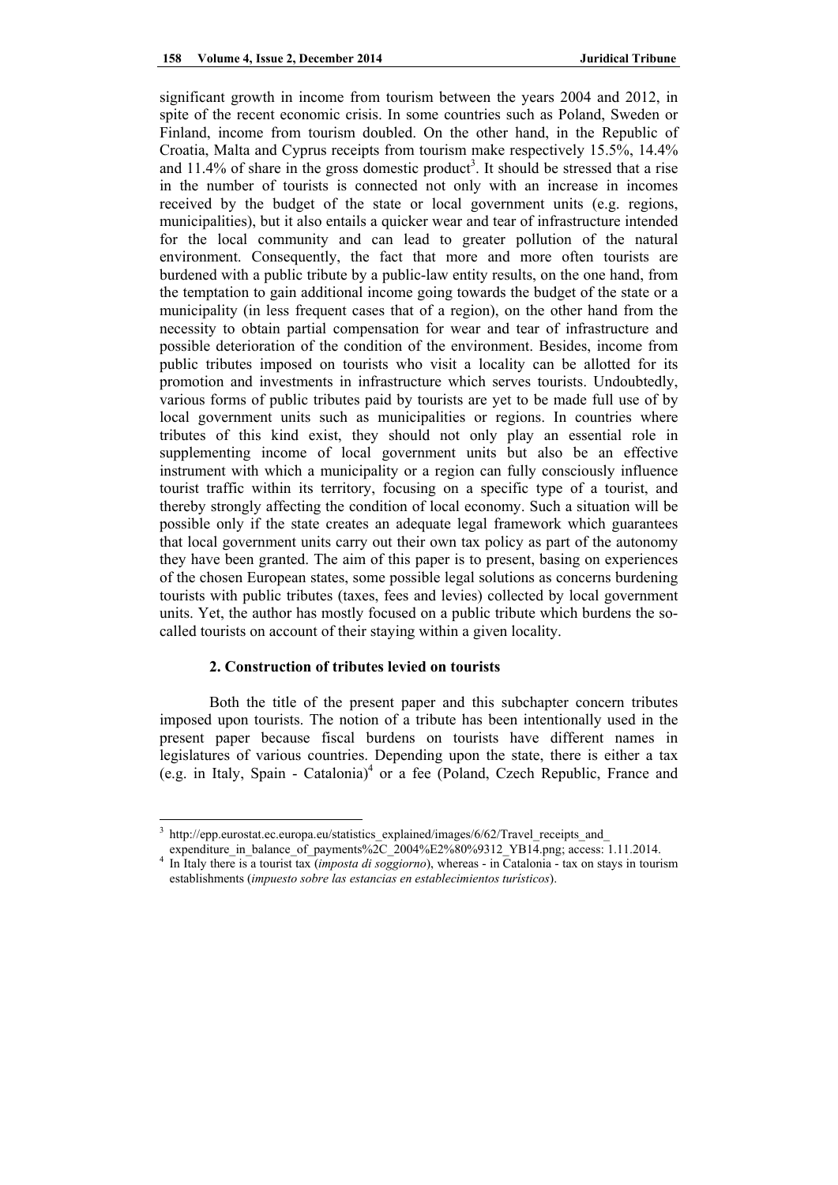significant growth in income from tourism between the years 2004 and 2012, in spite of the recent economic crisis. In some countries such as Poland, Sweden or Finland, income from tourism doubled. On the other hand, in the Republic of Croatia, Malta and Cyprus receipts from tourism make respectively 15.5%, 14.4% and 11.4% of share in the gross domestic product[3]. It should be stressed that a rise in the number of tourists is connected not only with an increase in incomes received by the budget of the state or local government units (e.g. regions, municipalities), but it also entails a quicker wear and tear of infrastructure intended for the local community and can lead to greater pollution of the natural environment. Consequently, the fact that more and more often tourists are burdened with a public tribute by a public-law entity results, on the one hand, from the temptation to gain additional income going towards the budget of the state or a municipality (in less frequent cases that of a region), on the other hand from the necessity to obtain partial compensation for wear and tear of infrastructure and possible deterioration of the condition of the environment. Besides, income from public tributes imposed on tourists who visit a locality can be allotted for its promotion and investments in infrastructure which serves tourists. Undoubtedly, various forms of public tributes paid by tourists are yet to be made full use of by local government units such as municipalities or regions. In countries where tributes of this kind exist, they should not only play an essential role in supplementing income of local government units but also be an effective instrument with which a municipality or a region can fully consciously influence tourist traffic within its territory, focusing on a specific type of a tourist, and thereby strongly affecting the condition of local economy. Such a situation will be possible only if the state creates an adequate legal framework which guarantees that local government units carry out their own tax policy as part of the autonomy they have been granted. The aim of this paper is to present, basing on experiences of the chosen European states, some possible legal solutions as concerns burdening tourists with public tributes (taxes, fees and levies) collected by local government units. Yet, the author has mostly focused on a public tribute which burdens the so-called tourists on account of their staying within a given locality.

## 2. Construction of tributes levied on tourists

Both the title of the present paper and this subchapter concern tributes imposed upon tourists. The notion of a tribute has been intentionally used in the present paper because fiscal burdens on tourists have different names in legislatures of various countries. Depending upon the state, there is either a tax (e.g. in Italy, Spain - Catalonia)[4] or a fee (Poland, Czech Republic, France and

---

[3] http://epp.eurostat.ec.europa.eu/statistics_explained/images/6/62/Travel_receipts_and_expenditure_in_balance_of_payments%2C_2004%E2%80%9312_YB14.png; access: 1.11.2014.

[4] In Italy there is a tourist tax (*imposta di soggiorno*), whereas - in Catalonia - tax on stays in tourism establishments (*impuesto sobre las estancias en establecimientos turísticos*).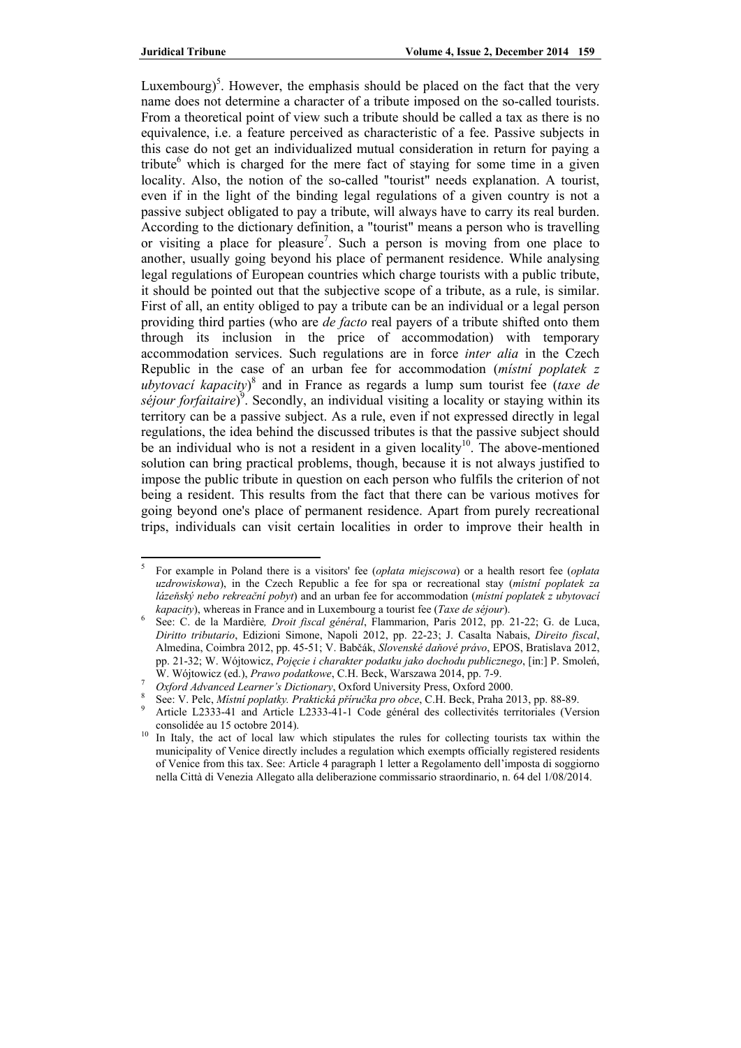Luxembourg)[5]. However, the emphasis should be placed on the fact that the very name does not determine a character of a tribute imposed on the so-called tourists. From a theoretical point of view such a tribute should be called a tax as there is no equivalence, i.e. a feature perceived as characteristic of a fee. Passive subjects in this case do not get an individualized mutual consideration in return for paying a tribute[6] which is charged for the mere fact of staying for some time in a given locality. Also, the notion of the so-called "tourist" needs explanation. A tourist, even if in the light of the binding legal regulations of a given country is not a passive subject obligated to pay a tribute, will always have to carry its real burden. According to the dictionary definition, a "tourist" means a person who is travelling or visiting a place for pleasure[7]. Such a person is moving from one place to another, usually going beyond his place of permanent residence. While analysing legal regulations of European countries which charge tourists with a public tribute, it should be pointed out that the subjective scope of a tribute, as a rule, is similar. First of all, an entity obliged to pay a tribute can be an individual or a legal person providing third parties (who are *de facto* real payers of a tribute shifted onto them through its inclusion in the price of accommodation) with temporary accommodation services. Such regulations are in force *inter alia* in the Czech Republic in the case of an urban fee for accommodation (*místní poplatek z ubytovací kapacity*)[8] and in France as regards a lump sum tourist fee (*taxe de séjour forfaitaire*)[9]. Secondly, an individual visiting a locality or staying within its territory can be a passive subject. As a rule, even if not expressed directly in legal regulations, the idea behind the discussed tributes is that the passive subject should be an individual who is not a resident in a given locality[10]. The above-mentioned solution can bring practical problems, though, because it is not always justified to impose the public tribute in question on each person who fulfils the criterion of not being a resident. This results from the fact that there can be various motives for going beyond one's place of permanent residence. Apart from purely recreational trips, individuals can visit certain localities in order to improve their health in

---

[5] For example in Poland there is a visitors' fee (*opłata miejscowa*) or a health resort fee (*opłata uzdrowiskowa*), in the Czech Republic a fee for spa or recreational stay (*místní poplatek za lázeňský nebo rekreační pobyt*) and an urban fee for accommodation (*místní poplatek z ubytovací kapacity*), whereas in France and in Luxembourg a tourist fee (*Taxe de séjour*).

[6] See: C. de la Mardière*, Droit fiscal général*, Flammarion, Paris 2012, pp. 21-22; G. de Luca, *Diritto tributario*, Edizioni Simone, Napoli 2012, pp. 22-23; J. Casalta Nabais, *Direito fiscal*, Almedina, Coimbra 2012, pp. 45-51; V. Babčák, *Slovenské daňové právo*, EPOS, Bratislava 2012, pp. 21-32; W. Wójtowicz, *Pojęcie i charakter podatku jako dochodu publicznego*, [in:] P. Smoleń, W. Wójtowicz (ed.), *Prawo podatkowe*, C.H. Beck, Warszawa 2014, pp. 7-9.

[7] *Oxford Advanced Learner's Dictionary*, Oxford University Press, Oxford 2000.

[8] See: V. Pelc, *Místní poplatky. Praktická příručka pro obce*, C.H. Beck, Praha 2013, pp. 88-89.

[9] Article L2333-41 and Article L2333-41-1 Code général des collectivités territoriales (Version consolidée au 15 octobre 2014).

[10] In Italy, the act of local law which stipulates the rules for collecting tourists tax within the municipality of Venice directly includes a regulation which exempts officially registered residents of Venice from this tax. See: Article 4 paragraph 1 letter a Regolamento dell'imposta di soggiorno nella Città di Venezia Allegato alla deliberazione commissario straordinario, n. 64 del 1/08/2014.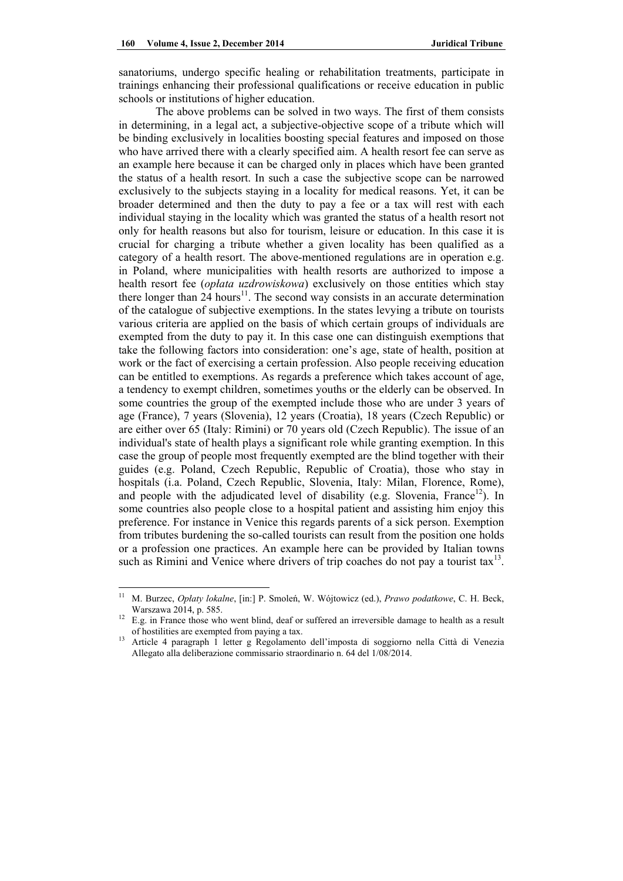sanatoriums, undergo specific healing or rehabilitation treatments, participate in trainings enhancing their professional qualifications or receive education in public schools or institutions of higher education.

The above problems can be solved in two ways. The first of them consists in determining, in a legal act, a subjective-objective scope of a tribute which will be binding exclusively in localities boosting special features and imposed on those who have arrived there with a clearly specified aim. A health resort fee can serve as an example here because it can be charged only in places which have been granted the status of a health resort. In such a case the subjective scope can be narrowed exclusively to the subjects staying in a locality for medical reasons. Yet, it can be broader determined and then the duty to pay a fee or a tax will rest with each individual staying in the locality which was granted the status of a health resort not only for health reasons but also for tourism, leisure or education. In this case it is crucial for charging a tribute whether a given locality has been qualified as a category of a health resort. The above-mentioned regulations are in operation e.g. in Poland, where municipalities with health resorts are authorized to impose a health resort fee (*opłata uzdrowiskowa*) exclusively on those entities which stay there longer than 24 hours[11]. The second way consists in an accurate determination of the catalogue of subjective exemptions. In the states levying a tribute on tourists various criteria are applied on the basis of which certain groups of individuals are exempted from the duty to pay it. In this case one can distinguish exemptions that take the following factors into consideration: one's age, state of health, position at work or the fact of exercising a certain profession. Also people receiving education can be entitled to exemptions. As regards a preference which takes account of age, a tendency to exempt children, sometimes youths or the elderly can be observed. In some countries the group of the exempted include those who are under 3 years of age (France), 7 years (Slovenia), 12 years (Croatia), 18 years (Czech Republic) or are either over 65 (Italy: Rimini) or 70 years old (Czech Republic). The issue of an individual's state of health plays a significant role while granting exemption. In this case the group of people most frequently exempted are the blind together with their guides (e.g. Poland, Czech Republic, Republic of Croatia), those who stay in hospitals (i.a. Poland, Czech Republic, Slovenia, Italy: Milan, Florence, Rome), and people with the adjudicated level of disability (e.g. Slovenia, France[12]). In some countries also people close to a hospital patient and assisting him enjoy this preference. For instance in Venice this regards parents of a sick person. Exemption from tributes burdening the so-called tourists can result from the position one holds or a profession one practices. An example here can be provided by Italian towns such as Rimini and Venice where drivers of trip coaches do not pay a tourist tax[13].

---

[11] M. Burzec, *Opłaty lokalne*, [in:] P. Smoleń, W. Wójtowicz (ed.), *Prawo podatkowe*, C. H. Beck, Warszawa 2014, p. 585.

[12] E.g. in France those who went blind, deaf or suffered an irreversible damage to health as a result of hostilities are exempted from paying a tax.

[13] Article 4 paragraph 1 letter g Regolamento dell'imposta di soggiorno nella Città di Venezia Allegato alla deliberazione commissario straordinario n. 64 del 1/08/2014.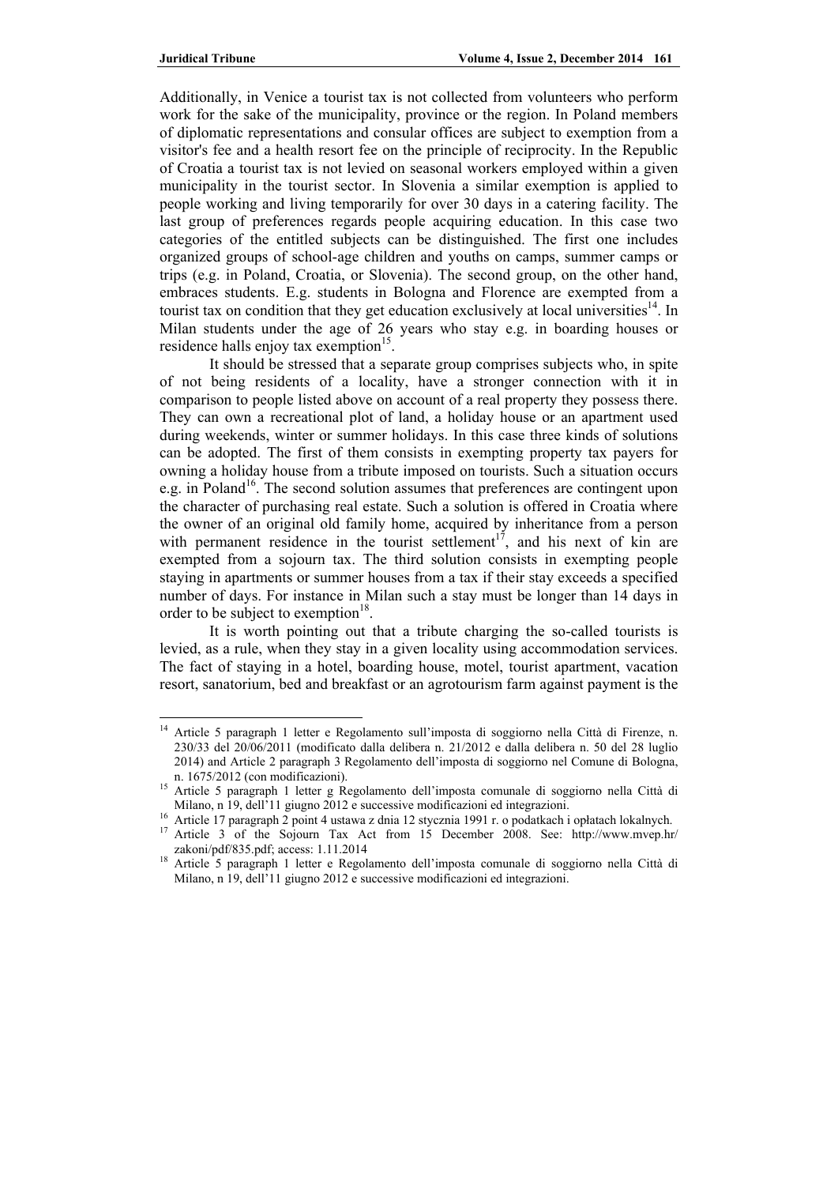Additionally, in Venice a tourist tax is not collected from volunteers who perform work for the sake of the municipality, province or the region. In Poland members of diplomatic representations and consular offices are subject to exemption from a visitor's fee and a health resort fee on the principle of reciprocity. In the Republic of Croatia a tourist tax is not levied on seasonal workers employed within a given municipality in the tourist sector. In Slovenia a similar exemption is applied to people working and living temporarily for over 30 days in a catering facility. The last group of preferences regards people acquiring education. In this case two categories of the entitled subjects can be distinguished. The first one includes organized groups of school-age children and youths on camps, summer camps or trips (e.g. in Poland, Croatia, or Slovenia). The second group, on the other hand, embraces students. E.g. students in Bologna and Florence are exempted from a tourist tax on condition that they get education exclusively at local universities[14]. In Milan students under the age of 26 years who stay e.g. in boarding houses or residence halls enjoy tax exemption[15].

It should be stressed that a separate group comprises subjects who, in spite of not being residents of a locality, have a stronger connection with it in comparison to people listed above on account of a real property they possess there. They can own a recreational plot of land, a holiday house or an apartment used during weekends, winter or summer holidays. In this case three kinds of solutions can be adopted. The first of them consists in exempting property tax payers for owning a holiday house from a tribute imposed on tourists. Such a situation occurs e.g. in Poland[16]. The second solution assumes that preferences are contingent upon the character of purchasing real estate. Such a solution is offered in Croatia where the owner of an original old family home, acquired by inheritance from a person with permanent residence in the tourist settlement[17], and his next of kin are exempted from a sojourn tax. The third solution consists in exempting people staying in apartments or summer houses from a tax if their stay exceeds a specified number of days. For instance in Milan such a stay must be longer than 14 days in order to be subject to exemption[18].

It is worth pointing out that a tribute charging the so-called tourists is levied, as a rule, when they stay in a given locality using accommodation services. The fact of staying in a hotel, boarding house, motel, tourist apartment, vacation resort, sanatorium, bed and breakfast or an agrotourism farm against payment is the

---

[14] Article 5 paragraph 1 letter e Regolamento sull'imposta di soggiorno nella Città di Firenze, n. 230/33 del 20/06/2011 (modificato dalla delibera n. 21/2012 e dalla delibera n. 50 del 28 luglio 2014) and Article 2 paragraph 3 Regolamento dell'imposta di soggiorno nel Comune di Bologna, n. 1675/2012 (con modificazioni).

[15] Article 5 paragraph 1 letter g Regolamento dell'imposta comunale di soggiorno nella Città di Milano, n 19, dell'11 giugno 2012 e successive modificazioni ed integrazioni.

[16] Article 17 paragraph 2 point 4 ustawa z dnia 12 stycznia 1991 r. o podatkach i opłatach lokalnych.

[17] Article 3 of the Sojourn Tax Act from 15 December 2008. See: http://www.mvep.hr/zakoni/pdf/835.pdf; access: 1.11.2014

[18] Article 5 paragraph 1 letter e Regolamento dell'imposta comunale di soggiorno nella Città di Milano, n 19, dell'11 giugno 2012 e successive modificazioni ed integrazioni.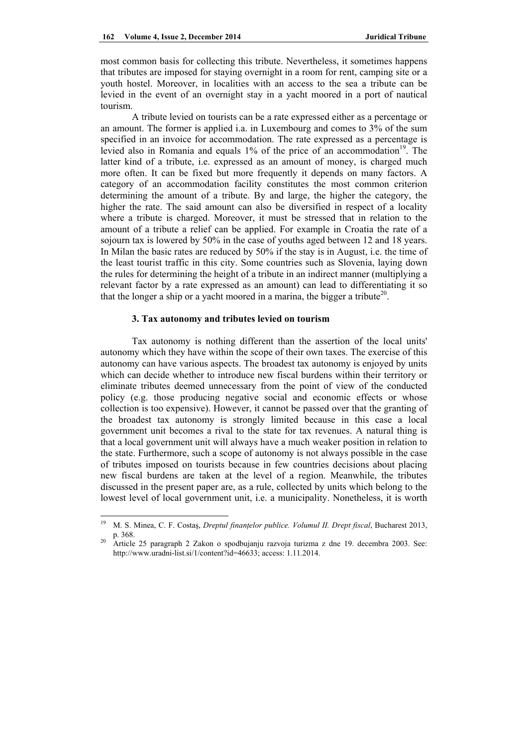most common basis for collecting this tribute. Nevertheless, it sometimes happens that tributes are imposed for staying overnight in a room for rent, camping site or a youth hostel. Moreover, in localities with an access to the sea a tribute can be levied in the event of an overnight stay in a yacht moored in a port of nautical tourism.

A tribute levied on tourists can be a rate expressed either as a percentage or an amount. The former is applied i.a. in Luxembourg and comes to 3% of the sum specified in an invoice for accommodation. The rate expressed as a percentage is levied also in Romania and equals 1% of the price of an accommodation[19]. The latter kind of a tribute, i.e. expressed as an amount of money, is charged much more often. It can be fixed but more frequently it depends on many factors. A category of an accommodation facility constitutes the most common criterion determining the amount of a tribute. By and large, the higher the category, the higher the rate. The said amount can also be diversified in respect of a locality where a tribute is charged. Moreover, it must be stressed that in relation to the amount of a tribute a relief can be applied. For example in Croatia the rate of a sojourn tax is lowered by 50% in the case of youths aged between 12 and 18 years. In Milan the basic rates are reduced by 50% if the stay is in August, i.e. the time of the least tourist traffic in this city. Some countries such as Slovenia, laying down the rules for determining the height of a tribute in an indirect manner (multiplying a relevant factor by a rate expressed as an amount) can lead to differentiating it so that the longer a ship or a yacht moored in a marina, the bigger a tribute[20].

### 3. Tax autonomy and tributes levied on tourism

Tax autonomy is nothing different than the assertion of the local units' autonomy which they have within the scope of their own taxes. The exercise of this autonomy can have various aspects. The broadest tax autonomy is enjoyed by units which can decide whether to introduce new fiscal burdens within their territory or eliminate tributes deemed unnecessary from the point of view of the conducted policy (e.g. those producing negative social and economic effects or whose collection is too expensive). However, it cannot be passed over that the granting of the broadest tax autonomy is strongly limited because in this case a local government unit becomes a rival to the state for tax revenues. A natural thing is that a local government unit will always have a much weaker position in relation to the state. Furthermore, such a scope of autonomy is not always possible in the case of tributes imposed on tourists because in few countries decisions about placing new fiscal burdens are taken at the level of a region. Meanwhile, the tributes discussed in the present paper are, as a rule, collected by units which belong to the lowest level of local government unit, i.e. a municipality. Nonetheless, it is worth

---

[19] M. S. Minea, C. F. Costaş, *Dreptul finanțelor publice. Volumul II. Drept fiscal*, Bucharest 2013, p. 368.

[20] Article 25 paragraph 2 Zakon o spodbujanju razvoja turizma z dne 19. decembra 2003. See: http://www.uradni-list.si/1/content?id=46633; access: 1.11.2014.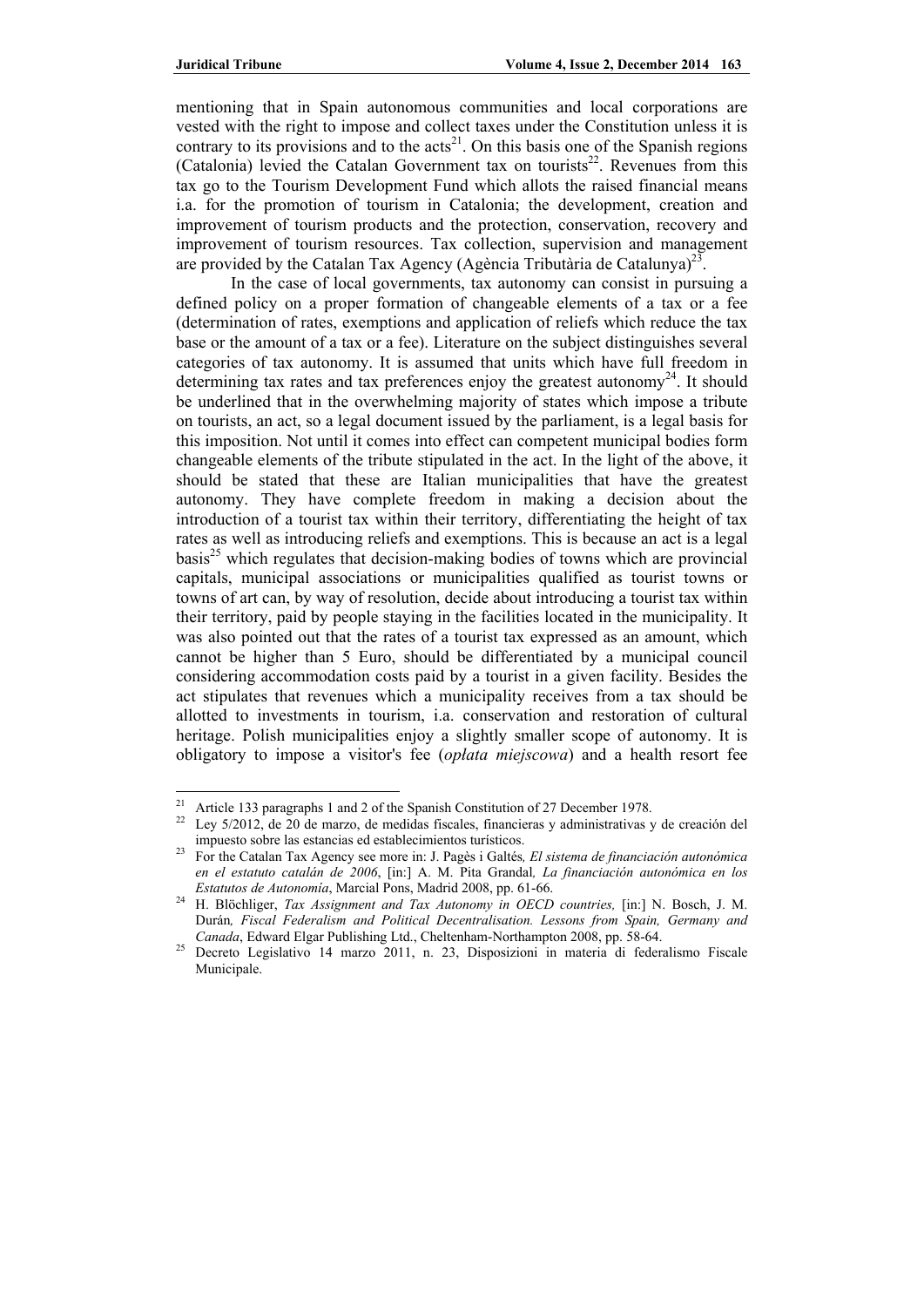mentioning that in Spain autonomous communities and local corporations are vested with the right to impose and collect taxes under the Constitution unless it is contrary to its provisions and to the acts[21]. On this basis one of the Spanish regions (Catalonia) levied the Catalan Government tax on tourists[22]. Revenues from this tax go to the Tourism Development Fund which allots the raised financial means i.a. for the promotion of tourism in Catalonia; the development, creation and improvement of tourism products and the protection, conservation, recovery and improvement of tourism resources. Tax collection, supervision and management are provided by the Catalan Tax Agency (Agència Tributària de Catalunya)[23].

In the case of local governments, tax autonomy can consist in pursuing a defined policy on a proper formation of changeable elements of a tax or a fee (determination of rates, exemptions and application of reliefs which reduce the tax base or the amount of a tax or a fee). Literature on the subject distinguishes several categories of tax autonomy. It is assumed that units which have full freedom in determining tax rates and tax preferences enjoy the greatest autonomy[24]. It should be underlined that in the overwhelming majority of states which impose a tribute on tourists, an act, so a legal document issued by the parliament, is a legal basis for this imposition. Not until it comes into effect can competent municipal bodies form changeable elements of the tribute stipulated in the act. In the light of the above, it should be stated that these are Italian municipalities that have the greatest autonomy. They have complete freedom in making a decision about the introduction of a tourist tax within their territory, differentiating the height of tax rates as well as introducing reliefs and exemptions. This is because an act is a legal basis[25] which regulates that decision-making bodies of towns which are provincial capitals, municipal associations or municipalities qualified as tourist towns or towns of art can, by way of resolution, decide about introducing a tourist tax within their territory, paid by people staying in the facilities located in the municipality. It was also pointed out that the rates of a tourist tax expressed as an amount, which cannot be higher than 5 Euro, should be differentiated by a municipal council considering accommodation costs paid by a tourist in a given facility. Besides the act stipulates that revenues which a municipality receives from a tax should be allotted to investments in tourism, i.a. conservation and restoration of cultural heritage. Polish municipalities enjoy a slightly smaller scope of autonomy. It is obligatory to impose a visitor's fee (*opłata miejscowa*) and a health resort fee

---

[21] Article 133 paragraphs 1 and 2 of the Spanish Constitution of 27 December 1978.

[22] Ley 5/2012, de 20 de marzo, de medidas fiscales, financieras y administrativas y de creación del impuesto sobre las estancias ed establecimientos turísticos.

[23] For the Catalan Tax Agency see more in: J. Pagès i Galtés, *El sistema de financiación autonómica en el estatuto catalán de 2006*, [in:] A. M. Pita Grandal, *La financiación autonómica en los Estatutos de Autonomía*, Marcial Pons, Madrid 2008, pp. 61-66.

[24] H. Blöchliger, *Tax Assignment and Tax Autonomy in OECD countries,* [in:] N. Bosch, J. M. Durán, *Fiscal Federalism and Political Decentralisation. Lessons from Spain, Germany and Canada*, Edward Elgar Publishing Ltd., Cheltenham-Northampton 2008, pp. 58-64.

[25] Decreto Legislativo 14 marzo 2011, n. 23, Disposizioni in materia di federalismo Fiscale Municipale.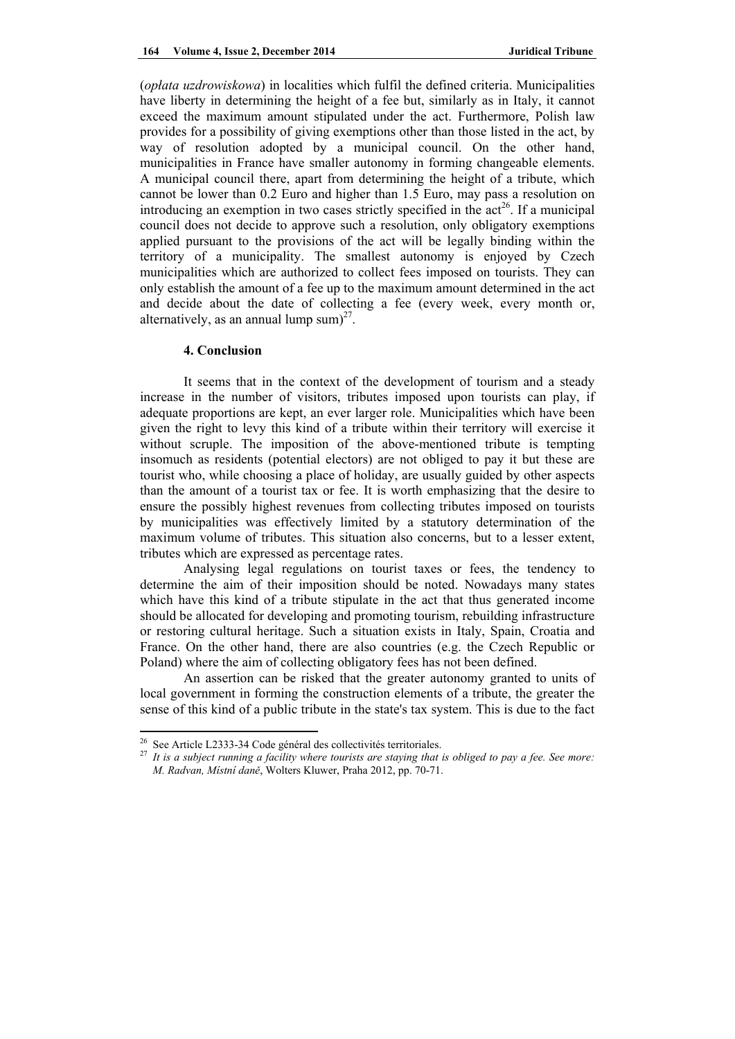(*opłata uzdrowiskowa*) in localities which fulfil the defined criteria. Municipalities have liberty in determining the height of a fee but, similarly as in Italy, it cannot exceed the maximum amount stipulated under the act. Furthermore, Polish law provides for a possibility of giving exemptions other than those listed in the act, by way of resolution adopted by a municipal council. On the other hand, municipalities in France have smaller autonomy in forming changeable elements. A municipal council there, apart from determining the height of a tribute, which cannot be lower than 0.2 Euro and higher than 1.5 Euro, may pass a resolution on introducing an exemption in two cases strictly specified in the act[26]. If a municipal council does not decide to approve such a resolution, only obligatory exemptions applied pursuant to the provisions of the act will be legally binding within the territory of a municipality. The smallest autonomy is enjoyed by Czech municipalities which are authorized to collect fees imposed on tourists. They can only establish the amount of a fee up to the maximum amount determined in the act and decide about the date of collecting a fee (every week, every month or, alternatively, as an annual lump sum)[27].

## 4. Conclusion

It seems that in the context of the development of tourism and a steady increase in the number of visitors, tributes imposed upon tourists can play, if adequate proportions are kept, an ever larger role. Municipalities which have been given the right to levy this kind of a tribute within their territory will exercise it without scruple. The imposition of the above-mentioned tribute is tempting insomuch as residents (potential electors) are not obliged to pay it but these are tourist who, while choosing a place of holiday, are usually guided by other aspects than the amount of a tourist tax or fee. It is worth emphasizing that the desire to ensure the possibly highest revenues from collecting tributes imposed on tourists by municipalities was effectively limited by a statutory determination of the maximum volume of tributes. This situation also concerns, but to a lesser extent, tributes which are expressed as percentage rates.

Analysing legal regulations on tourist taxes or fees, the tendency to determine the aim of their imposition should be noted. Nowadays many states which have this kind of a tribute stipulate in the act that thus generated income should be allocated for developing and promoting tourism, rebuilding infrastructure or restoring cultural heritage. Such a situation exists in Italy, Spain, Croatia and France. On the other hand, there are also countries (e.g. the Czech Republic or Poland) where the aim of collecting obligatory fees has not been defined.

An assertion can be risked that the greater autonomy granted to units of local government in forming the construction elements of a tribute, the greater the sense of this kind of a public tribute in the state's tax system. This is due to the fact

---

[26] See Article L2333-34 Code général des collectivités territoriales.

[27] *It is a subject running a facility where tourists are staying that is obliged to pay a fee. See more: M. Radvan, Místní daně*, Wolters Kluwer, Praha 2012, pp. 70-71.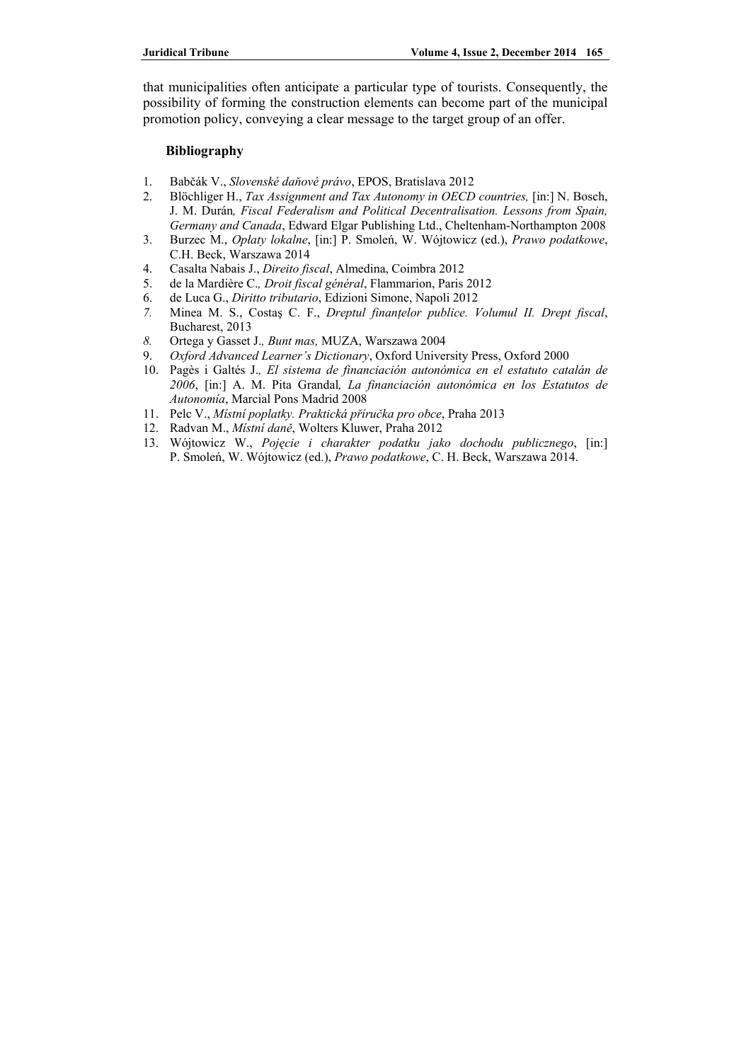that municipalities often anticipate a particular type of tourists. Consequently, the possibility of forming the construction elements can become part of the municipal promotion policy, conveying a clear message to the target group of an offer.

## Bibliography

1. Babčák V., *Slovenské daňové právo*, EPOS, Bratislava 2012
2. Blöchliger H., *Tax Assignment and Tax Autonomy in OECD countries,* [in:] N. Bosch, J. M. Durán*, Fiscal Federalism and Political Decentralisation. Lessons from Spain, Germany and Canada*, Edward Elgar Publishing Ltd., Cheltenham-Northampton 2008
3. Burzec M., *Opłaty lokalne*, [in:] P. Smoleń, W. Wójtowicz (ed.), *Prawo podatkowe*, C.H. Beck, Warszawa 2014
4. Casalta Nabais J., *Direito fiscal*, Almedina, Coimbra 2012
5. de la Mardière C.*, Droit fiscal général*, Flammarion, Paris 2012
6. de Luca G., *Diritto tributario*, Edizioni Simone, Napoli 2012
7. Minea M. S., Costaş C. F., *Dreptul finanţelor publice. Volumul II. Drept fiscal*, Bucharest, 2013
8. Ortega y Gasset J.*, Bunt mas,* MUZA, Warszawa 2004
9. *Oxford Advanced Learner's Dictionary*, Oxford University Press, Oxford 2000
10. Pagès i Galtés J.*, El sistema de financiación autonómica en el estatuto catalán de 2006*, [in:] A. M. Pita Grandal*, La financiación autonómica en los Estatutos de Autonomía*, Marcial Pons Madrid 2008
11. Pelc V., *Místní poplatky. Praktická příručka pro obce*, Praha 2013
12. Radvan M., *Místní daně*, Wolters Kluwer, Praha 2012
13. Wójtowicz W., *Pojęcie i charakter podatku jako dochodu publicznego*, [in:] P. Smoleń, W. Wójtowicz (ed.), *Prawo podatkowe*, C. H. Beck, Warszawa 2014.